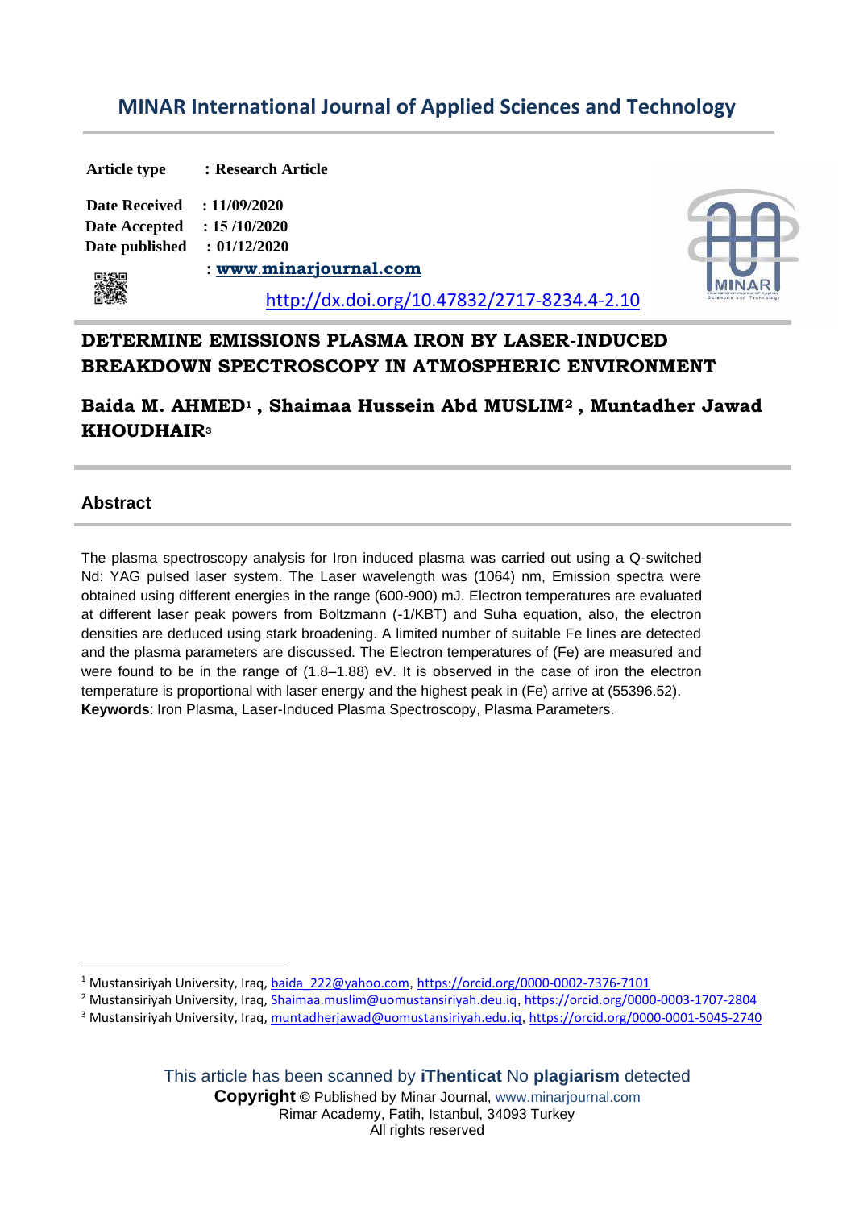# MINAR International Journal of Applied Sciences and Technology

**Article type** : **Research Article**

**Date Received** : **11/09/2020**
**Date Accepted** : **15 /10/2020**
**Date published** : **01/12/2020**

: **www.minarjournal.com**

http://dx.doi.org/10.47832/2717-8234.4-2.10

## DETERMINE EMISSIONS PLASMA IRON BY LASER-INDUCED BREAKDOWN SPECTROSCOPY IN ATMOSPHERIC ENVIRONMENT

**Baida M. AHMED[1] , Shaimaa Hussein Abd MUSLIM[2] , Muntadher Jawad KHOUDHAIR[3]**

### Abstract

The plasma spectroscopy analysis for Iron induced plasma was carried out using a Q-switched Nd: YAG pulsed laser system. The Laser wavelength was (1064) nm, Emission spectra were obtained using different energies in the range (600-900) mJ. Electron temperatures are evaluated at different laser peak powers from Boltzmann (-1/KBT) and Suha equation, also, the electron densities are deduced using stark broadening. A limited number of suitable Fe lines are detected and the plasma parameters are discussed. The Electron temperatures of (Fe) are measured and were found to be in the range of (1.8–1.88) eV. It is observed in the case of iron the electron temperature is proportional with laser energy and the highest peak in (Fe) arrive at (55396.52).

**Keywords**: Iron Plasma, Laser-Induced Plasma Spectroscopy, Plasma Parameters.

---

[1] Mustansiriyah University, Iraq, baida_222@yahoo.com, https://orcid.org/0000-0002-7376-7101

[2] Mustansiriyah University, Iraq, Shaimaa.muslim@uomustansiriyah.deu.iq, https://orcid.org/0000-0003-1707-2804

[3] Mustansiriyah University, Iraq, muntadherjawad@uomustansiriyah.edu.iq, https://orcid.org/0000-0001-5045-2740

This article has been scanned by **iThenticat** No **plagiarism** detected

**Copyright** © Published by Minar Journal, www.minarjournal.com
Rimar Academy, Fatih, Istanbul, 34093 Turkey
All rights reserved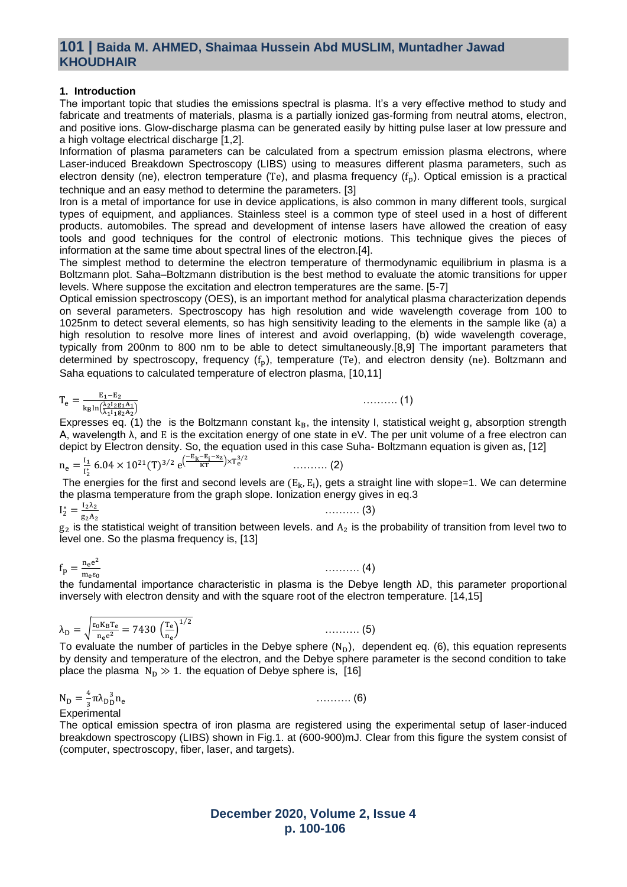## 1. Introduction

The important topic that studies the emissions spectral is plasma. It's a very effective method to study and fabricate and treatments of materials, plasma is a partially ionized gas-forming from neutral atoms, electron, and positive ions. Glow-discharge plasma can be generated easily by hitting pulse laser at low pressure and a high voltage electrical discharge [1,2].

Information of plasma parameters can be calculated from a spectrum emission plasma electrons, where Laser-induced Breakdown Spectroscopy (LIBS) using to measures different plasma parameters, such as electron density (ne), electron temperature (Te), and plasma frequency ($f_p$). Optical emission is a practical technique and an easy method to determine the parameters. [3]

Iron is a metal of importance for use in device applications, is also common in many different tools, surgical types of equipment, and appliances. Stainless steel is a common type of steel used in a host of different products. automobiles. The spread and development of intense lasers have allowed the creation of easy tools and good techniques for the control of electronic motions. This technique gives the pieces of information at the same time about spectral lines of the electron.[4].

The simplest method to determine the electron temperature of thermodynamic equilibrium in plasma is a Boltzmann plot. Saha–Boltzmann distribution is the best method to evaluate the atomic transitions for upper levels. Where suppose the excitation and electron temperatures are the same. [5-7]

Optical emission spectroscopy (OES), is an important method for analytical plasma characterization depends on several parameters. Spectroscopy has high resolution and wide wavelength coverage from 100 to 1025nm to detect several elements, so has high sensitivity leading to the elements in the sample like (a) a high resolution to resolve more lines of interest and avoid overlapping, (b) wide wavelength coverage, typically from 200nm to 800 nm to be able to detect simultaneously.[8,9] The important parameters that determined by spectroscopy, frequency ($f_p$), temperature (Te), and electron density (ne). Boltzmann and Saha equations to calculated temperature of electron plasma, [10,11]

$$T_e = \frac{E_1 - E_2}{k_B \ln\left(\frac{\lambda_2 I_2 g_1 A_1}{\lambda_1 I_1 g_2 A_2}\right)} \quad \text{.......... (1)}$$

Expresses eq. (1) the is the Boltzmann constant $k_B$, the intensity I, statistical weight g, absorption strength A, wavelength λ, and E is the excitation energy of one state in eV. The per unit volume of a free electron can depict by Electron density. So, the equation used in this case Suha- Boltzmann equation is given as, [12]

$$n_e = \frac{I_1}{I_2^*} 6.04 \times 10^{21} (T)^{3/2} e^{\left(\frac{-E_k - E_i - x_z}{KT}\right)} \times T_e^{3/2} \quad \text{.......... (2)}$$

The energies for the first and second levels are ($E_k$, $E_i$), gets a straight line with slope=1. We can determine the plasma temperature from the graph slope. Ionization energy gives in eq.3

$$I_2^* = \frac{I_2 \lambda_2}{g_2 A_2} \quad \text{.......... (3)}$$

$g_2$ is the statistical weight of transition between levels. and $A_2$ is the probability of transition from level two to level one. So the plasma frequency is, [13]

$$f_p = \frac{n_e e^2}{m_e \varepsilon_0} \quad \text{.......... (4)}$$

the fundamental importance characteristic in plasma is the Debye length λD, this parameter proportional inversely with electron density and with the square root of the electron temperature. [14,15]

$$\lambda_D = \sqrt{\frac{\varepsilon_0 K_B T_e}{n_e e^2}} = 7430 \left(\frac{T_e}{n_e}\right)^{1/2} \quad \text{.......... (5)}$$

To evaluate the number of particles in the Debye sphere ($N_D$), dependent eq. (6), this equation represents by density and temperature of the electron, and the Debye sphere parameter is the second condition to take place the plasma $N_D \gg 1$. the equation of Debye sphere is, [16]

$$N_D = \frac{4}{3} \pi \lambda_D{}_D^3 n_e \quad \text{.......... (6)}$$

Experimental

The optical emission spectra of iron plasma are registered using the experimental setup of laser-induced breakdown spectroscopy (LIBS) shown in Fig.1. at (600-900)mJ. Clear from this figure the system consist of (computer, spectroscopy, fiber, laser, and targets).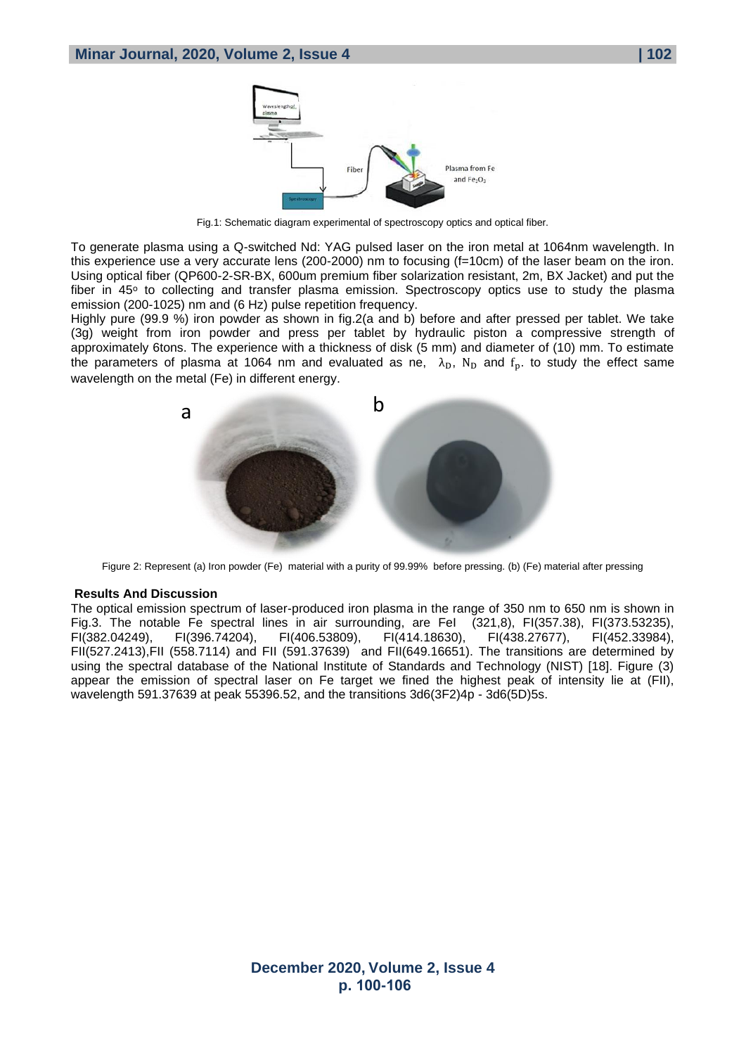Fig.1: Schematic diagram experimental of spectroscopy optics and optical fiber.

To generate plasma using a Q-switched Nd: YAG pulsed laser on the iron metal at 1064nm wavelength. In this experience use a very accurate lens (200-2000) nm to focusing (f=10cm) of the laser beam on the iron. Using optical fiber (QP600-2-SR-BX, 600um premium fiber solarization resistant, 2m, BX Jacket) and put the fiber in 45$^{o}$ to collecting and transfer plasma emission. Spectroscopy optics use to study the plasma emission (200-1025) nm and (6 Hz) pulse repetition frequency.

Highly pure (99.9 %) iron powder as shown in fig.2(a and b) before and after pressed per tablet. We take (3g) weight from iron powder and press per tablet by hydraulic piston a compressive strength of approximately 6tons. The experience with a thickness of disk (5 mm) and diameter of (10) mm. To estimate the parameters of plasma at 1064 nm and evaluated as ne, $\lambda_D$, $N_D$ and $f_p$. to study the effect same wavelength on the metal (Fe) in different energy.

Figure 2: Represent (a) Iron powder (Fe) material with a purity of 99.99% before pressing. (b) (Fe) material after pressing

### Results And Discussion

The optical emission spectrum of laser-produced iron plasma in the range of 350 nm to 650 nm is shown in Fig.3. The notable Fe spectral lines in air surrounding, are FeI (321,8), FI(357.38), FI(373.53235), FI(382.04249), FI(396.74204), FI(406.53809), FI(414.18630), FI(438.27677), FI(452.33984), FII(527.2413),FII (558.7114) and FII (591.37639) and FII(649.16651). The transitions are determined by using the spectral database of the National Institute of Standards and Technology (NIST) [18]. Figure (3) appear the emission of spectral laser on Fe target we fined the highest peak of intensity lie at (FII), wavelength 591.37639 at peak 55396.52, and the transitions 3d6(3F2)4p - 3d6(5D)5s.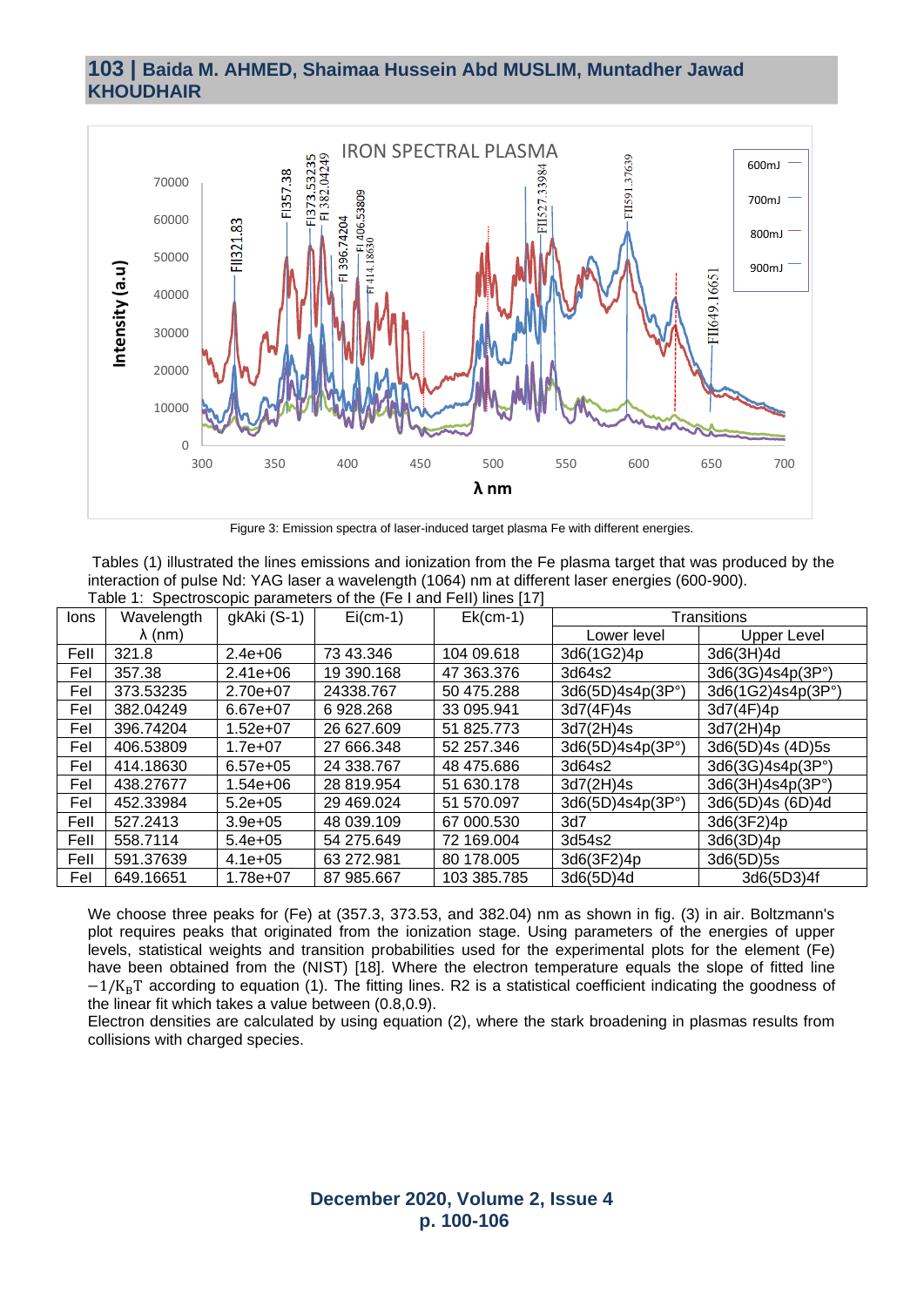Figure 3: Emission spectra of laser-induced target plasma Fe with different energies.

Tables (1) illustrated the lines emissions and ionization from the Fe plasma target that was produced by the interaction of pulse Nd: YAG laser a wavelength (1064) nm at different laser energies (600-900).

Table 1: Spectroscopic parameters of the (Fe I and FeII) lines [17]

| Ions | Wavelength λ (nm) | gkAki (S-1) | Ei(cm-1) | Ek(cm-1) | Transitions | |
|---|---|---|---|---|---|---|
| | | | | | Lower level | Upper Level |
| FeII | 321.8 | 2.4e+06 | 73 43.346 | 104 09.618 | 3d6(1G2)4p | 3d6(3H)4d |
| FeI | 357.38 | 2.41e+06 | 19 390.168 | 47 363.376 | 3d64s2 | 3d6(3G)4s4p(3P°) |
| FeI | 373.53235 | 2.70e+07 | 24338.767 | 50 475.288 | 3d6(5D)4s4p(3P°) | 3d6(1G2)4s4p(3P°) |
| FeI | 382.04249 | 6.67e+07 | 6 928.268 | 33 095.941 | 3d7(4F)4s | 3d7(4F)4p |
| FeI | 396.74204 | 1.52e+07 | 26 627.609 | 51 825.773 | 3d7(2H)4s | 3d7(2H)4p |
| FeI | 406.53809 | 1.7e+07 | 27 666.348 | 52 257.346 | 3d6(5D)4s4p(3P°) | 3d6(5D)4s (4D)5s |
| FeI | 414.18630 | 6.57e+05 | 24 338.767 | 48 475.686 | 3d64s2 | 3d6(3G)4s4p(3P°) |
| FeI | 438.27677 | 1.54e+06 | 28 819.954 | 51 630.178 | 3d7(2H)4s | 3d6(3H)4s4p(3P°) |
| FeI | 452.33984 | 5.2e+05 | 29 469.024 | 51 570.097 | 3d6(5D)4s4p(3P°) | 3d6(5D)4s (6D)4d |
| FeII | 527.2413 | 3.9e+05 | 48 039.109 | 67 000.530 | 3d7 | 3d6(3F2)4p |
| FeII | 558.7114 | 5.4e+05 | 54 275.649 | 72 169.004 | 3d54s2 | 3d6(3D)4p |
| FeII | 591.37639 | 4.1e+05 | 63 272.981 | 80 178.005 | 3d6(3F2)4p | 3d6(5D)5s |
| FeI | 649.16651 | 1.78e+07 | 87 985.667 | 103 385.785 | 3d6(5D)4d | 3d6(5D3)4f |

We choose three peaks for (Fe) at (357.3, 373.53, and 382.04) nm as shown in fig. (3) in air. Boltzmann's plot requires peaks that originated from the ionization stage. Using parameters of the energies of upper levels, statistical weights and transition probabilities used for the experimental plots for the element (Fe) have been obtained from the (NIST) [18]. Where the electron temperature equals the slope of fitted line $-1/K_B T$ according to equation (1). The fitting lines. R2 is a statistical coefficient indicating the goodness of the linear fit which takes a value between (0.8,0.9).

Electron densities are calculated by using equation (2), where the stark broadening in plasmas results from collisions with charged species.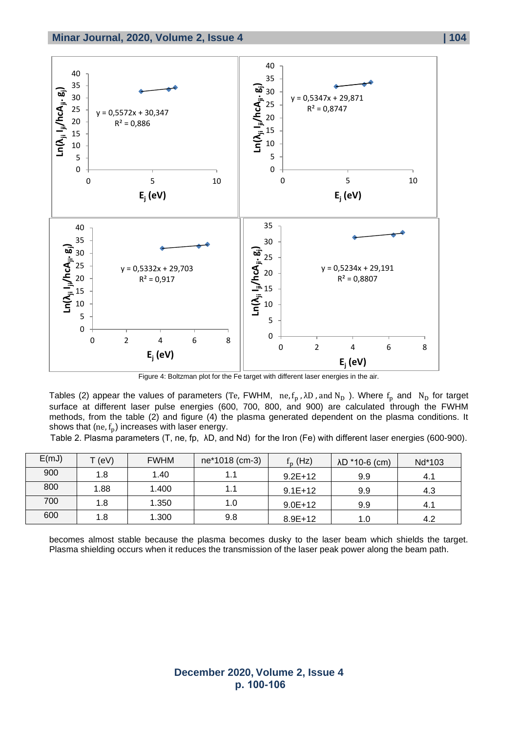Figure 4: Boltzman plot for the Fe target with different laser energies in the air.

Tables (2) appear the values of parameters ($T_e$, FWHM, $n_e, f_p$, $\lambda D$, and $N_D$ ). Where $f_p$ and $N_D$ for target surface at different laser pulse energies (600, 700, 800, and 900) are calculated through the FWHM methods, from the table (2) and figure (4) the plasma generated dependent on the plasma conditions. It shows that ($n_e, f_p$) increases with laser energy.

Table 2. Plasma parameters (T, ne, fp, λD, and Nd) for the Iron (Fe) with different laser energies (600-900).

| E(mJ) | T (eV) | FWHM | ne*1018 (cm-3) | $f_p$ (Hz) | λD *10-6 (cm) | Nd*103 |
|---|---|---|---|---|---|---|
| 900 | 1.8 | 1.40 | 1.1 | 9.2E+12 | 9.9 | 4.1 |
| 800 | 1.88 | 1.400 | 1.1 | 9.1E+12 | 9.9 | 4.3 |
| 700 | 1.8 | 1.350 | 1.0 | 9.0E+12 | 9.9 | 4.1 |
| 600 | 1.8 | 1.300 | 9.8 | 8.9E+12 | 1.0 | 4.2 |

becomes almost stable because the plasma becomes dusky to the laser beam which shields the target. Plasma shielding occurs when it reduces the transmission of the laser peak power along the beam path.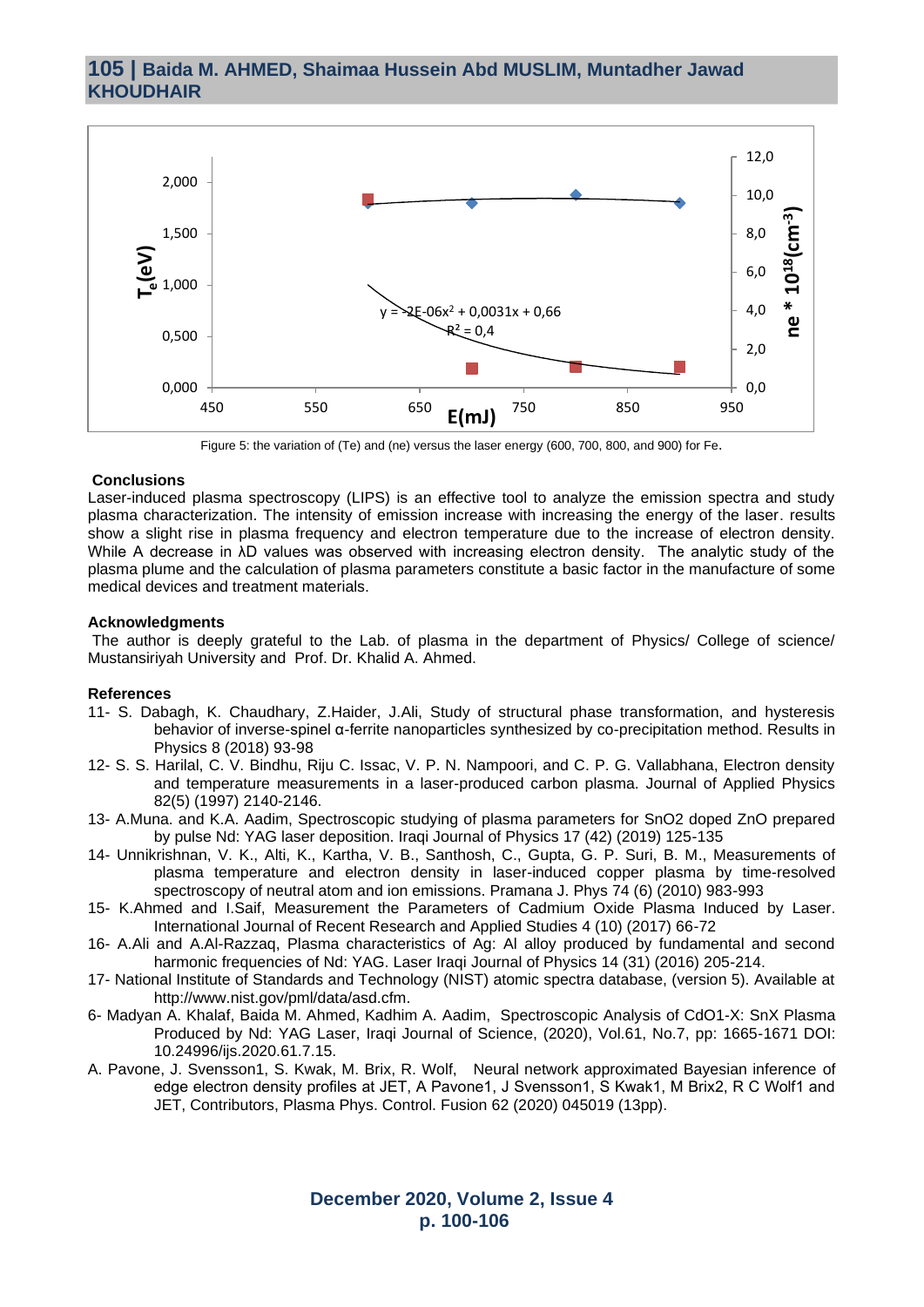Figure 5: the variation of (Te) and (ne) versus the laser energy (600, 700, 800, and 900) for Fe.

### Conclusions

Laser-induced plasma spectroscopy (LIPS) is an effective tool to analyze the emission spectra and study plasma characterization. The intensity of emission increase with increasing the energy of the laser. results show a slight rise in plasma frequency and electron temperature due to the increase of electron density. While A decrease in λD values was observed with increasing electron density. The analytic study of the plasma plume and the calculation of plasma parameters constitute a basic factor in the manufacture of some medical devices and treatment materials.

### Acknowledgments

The author is deeply grateful to the Lab. of plasma in the department of Physics/ College of science/ Mustansiriyah University and Prof. Dr. Khalid A. Ahmed.

### References

11- S. Dabagh, K. Chaudhary, Z.Haider, J.Ali, Study of structural phase transformation, and hysteresis behavior of inverse-spinel α-ferrite nanoparticles synthesized by co-precipitation method. Results in Physics 8 (2018) 93-98

12- S. S. Harilal, C. V. Bindhu, Riju C. Issac, V. P. N. Nampoori, and C. P. G. Vallabhana, Electron density and temperature measurements in a laser-produced carbon plasma. Journal of Applied Physics 82(5) (1997) 2140-2146.

13- A.Muna. and K.A. Aadim, Spectroscopic studying of plasma parameters for SnO2 doped ZnO prepared by pulse Nd: YAG laser deposition. Iraqi Journal of Physics 17 (42) (2019) 125-135

14- Unnikrishnan, V. K., Alti, K., Kartha, V. B., Santhosh, C., Gupta, G. P. Suri, B. M., Measurements of plasma temperature and electron density in laser-induced copper plasma by time-resolved spectroscopy of neutral atom and ion emissions. Pramana J. Phys 74 (6) (2010) 983-993

15- K.Ahmed and I.Saif, Measurement the Parameters of Cadmium Oxide Plasma Induced by Laser. International Journal of Recent Research and Applied Studies 4 (10) (2017) 66-72

16- A.Ali and A.Al-Razzaq, Plasma characteristics of Ag: Al alloy produced by fundamental and second harmonic frequencies of Nd: YAG. Laser Iraqi Journal of Physics 14 (31) (2016) 205-214.

17- National Institute of Standards and Technology (NIST) atomic spectra database, (version 5). Available at http://www.nist.gov/pml/data/asd.cfm.

6- Madyan A. Khalaf, Baida M. Ahmed, Kadhim A. Aadim, Spectroscopic Analysis of CdO1-X: SnX Plasma Produced by Nd: YAG Laser, Iraqi Journal of Science, (2020), Vol.61, No.7, pp: 1665-1671 DOI: 10.24996/ijs.2020.61.7.15.

A. Pavone, J. Svensson1, S. Kwak, M. Brix, R. Wolf, Neural network approximated Bayesian inference of edge electron density profiles at JET, A Pavone1, J Svensson1, S Kwak1, M Brix2, R C Wolf1 and JET, Contributors, Plasma Phys. Control. Fusion 62 (2020) 045019 (13pp).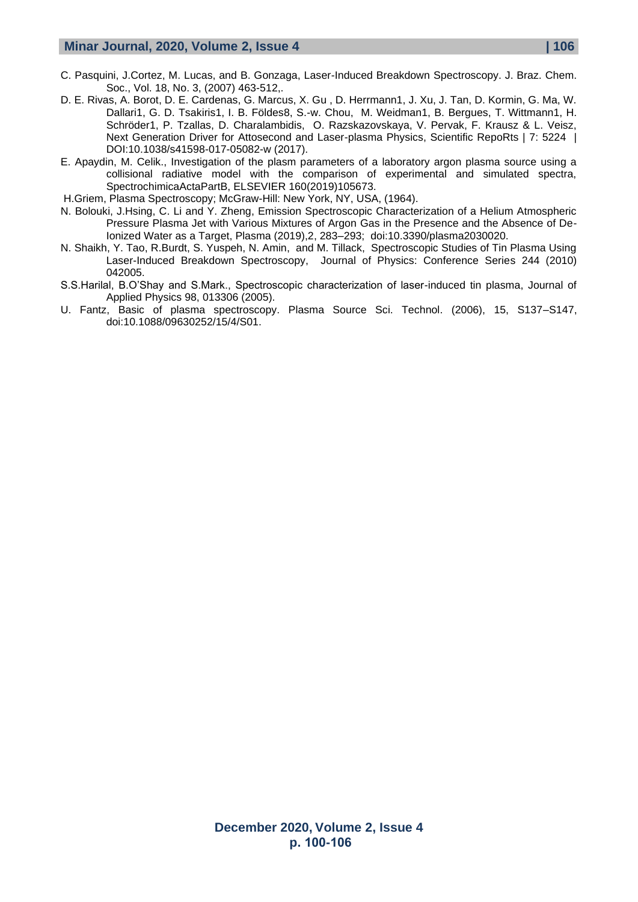C. Pasquini, J.Cortez, M. Lucas, and B. Gonzaga, Laser-Induced Breakdown Spectroscopy. J. Braz. Chem. Soc., Vol. 18, No. 3, (2007) 463-512,.

D. E. Rivas, A. Borot, D. E. Cardenas, G. Marcus, X. Gu , D. Herrmann1, J. Xu, J. Tan, D. Kormin, G. Ma, W. Dallari1, G. D. Tsakiris1, I. B. Földes8, S.-w. Chou, M. Weidman1, B. Bergues, T. Wittmann1, H. Schröder1, P. Tzallas, D. Charalambidis, O. Razskazovskaya, V. Pervak, F. Krausz & L. Veisz, Next Generation Driver for Attosecond and Laser-plasma Physics, Scientific RepoRts | 7: 5224 | DOI:10.1038/s41598-017-05082-w (2017).

E. Apaydin, M. Celik., Investigation of the plasm parameters of a laboratory argon plasma source using a collisional radiative model with the comparison of experimental and simulated spectra, SpectrochimicaActaPartB, ELSEVIER 160(2019)105673.

H.Griem, Plasma Spectroscopy; McGraw-Hill: New York, NY, USA, (1964).

N. Bolouki, J.Hsing, C. Li and Y. Zheng, Emission Spectroscopic Characterization of a Helium Atmospheric Pressure Plasma Jet with Various Mixtures of Argon Gas in the Presence and the Absence of De-Ionized Water as a Target, Plasma (2019),2, 283–293; doi:10.3390/plasma2030020.

N. Shaikh, Y. Tao, R.Burdt, S. Yuspeh, N. Amin, and M. Tillack, Spectroscopic Studies of Tin Plasma Using Laser-Induced Breakdown Spectroscopy, Journal of Physics: Conference Series 244 (2010) 042005.

S.S.Harilal, B.O'Shay and S.Mark., Spectroscopic characterization of laser-induced tin plasma, Journal of Applied Physics 98, 013306 (2005).

U. Fantz, Basic of plasma spectroscopy. Plasma Source Sci. Technol. (2006), 15, S137–S147, doi:10.1088/09630252/15/4/S01.